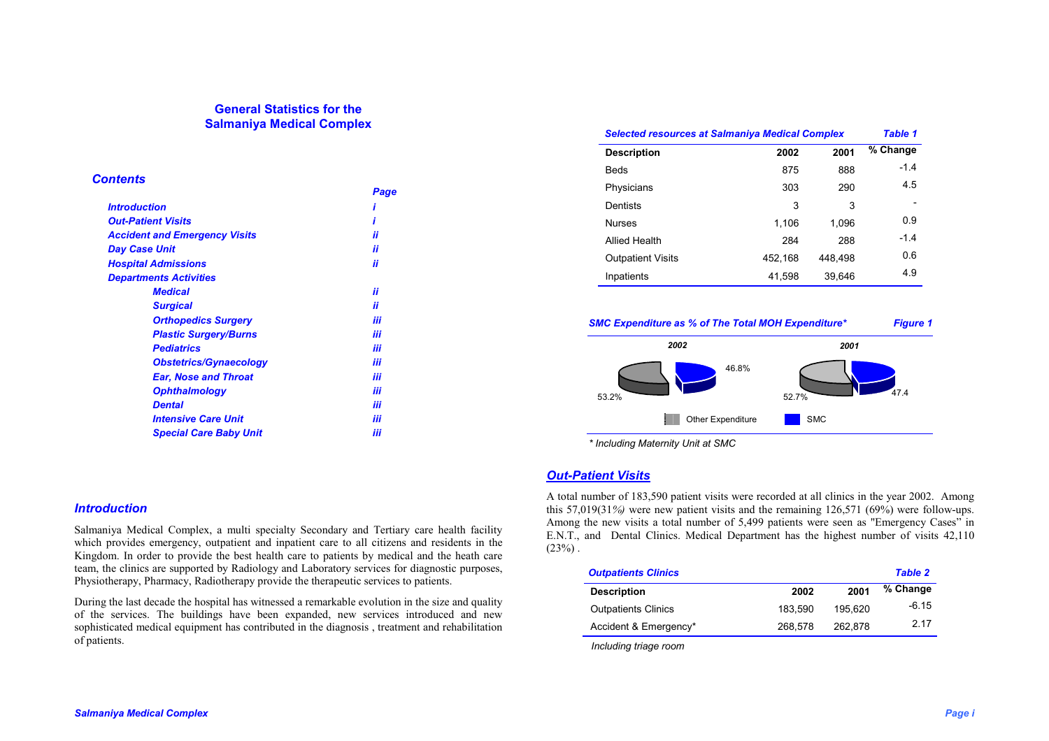# General Statistics for the Salmaniya Medical Complex

## *Contents*

| | *Page* |
|---|---|
| ***Introduction*** | ***i*** |
| ***Out-Patient Visits*** | ***i*** |
| ***Accident and Emergency Visits*** | ***ii*** |
| ***Day Case Unit*** | ***ii*** |
| ***Hospital Admissions*** | ***ii*** |
| ***Departments Activities*** | |
| ***Medical*** | ***ii*** |
| ***Surgical*** | ***ii*** |
| ***Orthopedics Surgery*** | ***iii*** |
| ***Plastic Surgery/Burns*** | ***iii*** |
| ***Pediatrics*** | ***iii*** |
| ***Obstetrics/Gynaecology*** | ***iii*** |
| ***Ear, Nose and Throat*** | ***iii*** |
| ***Ophthalmology*** | ***iii*** |
| ***Dental*** | ***iii*** |
| ***Intensive Care Unit*** | ***iii*** |
| ***Special Care Baby Unit*** | ***iii*** |

## *Introduction*

Salmaniya Medical Complex, a multi specialty Secondary and Tertiary care health facility which provides emergency, outpatient and inpatient care to all citizens and residents in the Kingdom. In order to provide the best health care to patients by medical and the heath care team, the clinics are supported by Radiology and Laboratory services for diagnostic purposes, Physiotherapy, Pharmacy, Radiotherapy provide the therapeutic services to patients.

During the last decade the hospital has witnessed a remarkable evolution in the size and quality of the services. The buildings have been expanded, new services introduced and new sophisticated medical equipment has contributed in the diagnosis , treatment and rehabilitation of patients.

***Selected resources at Salmaniya Medical Complex*** — ***Table 1***

| Description | 2002 | 2001 | % Change |
|---|---|---|---|
| Beds | 875 | 888 | -1.4 |
| Physicians | 303 | 290 | 4.5 |
| Dentists | 3 | 3 | - |
| Nurses | 1,106 | 1,096 | 0.9 |
| Allied Health | 284 | 288 | -1.4 |
| Outpatient Visits | 452,168 | 448,498 | 0.6 |
| Inpatients | 41,598 | 39,646 | 4.9 |

***SMC Expenditure as % of The Total MOH Expenditure**** — ***Figure 1***

| | 2002 | 2001 |
|---|---|---|
| Other Expenditure | 53.2% | 52.7% |
| SMC | 46.8% | 47.4 |

*\* Including Maternity Unit at SMC*

## *Out-Patient Visits*

A total number of 183,590 patient visits were recorded at all clinics in the year 2002. Among this 57,019(31*%)* were new patient visits and the remaining 126,571 (69%) were follow-ups. Among the new visits a total number of 5,499 patients were seen as "Emergency Cases" in E.N.T., and Dental Clinics. Medical Department has the highest number of visits 42,110 (23%) .

***Outpatients Clinics*** — ***Table 2***

| Description | 2002 | 2001 | % Change |
|---|---|---|---|
| Outpatients Clinics | 183,590 | 195,620 | -6.15 |
| Accident & Emergency* | 268,578 | 262,878 | 2.17 |

*Including triage room*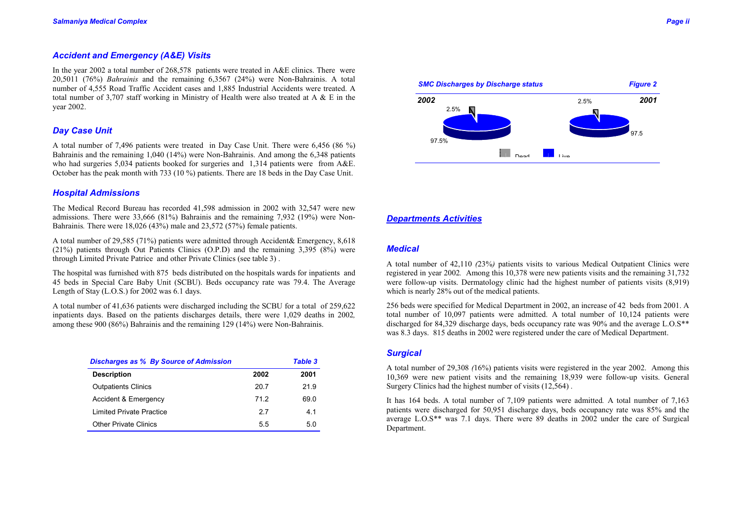## *Accident and Emergency (A&E) Visits*

In the year 2002 a total number of 268,578 patients were treated in A&E clinics. There were 20,5011 (76%) *Bahrainis* and the remaining 6,3567 (24%) were Non-Bahrainis. A total number of 4,555 Road Traffic Accident cases and 1,885 Industrial Accidents were treated. A total number of 3,707 staff working in Ministry of Health were also treated at A & E in the year 2002.

## *Day Case Unit*

A total number of 7,496 patients were treated in Day Case Unit. There were 6,456 (86 %) Bahrainis and the remaining 1,040 (14%) were Non-Bahrainis. And among the 6,348 patients who had surgeries 5,034 patients booked for surgeries and 1,314 patients were from A&E. October has the peak month with 733 (10 %) patients. There are 18 beds in the Day Case Unit.

## *Hospital Admissions*

The Medical Record Bureau has recorded 41,598 admission in 2002 with 32,547 were new admissions. There were 33,666 (81%) Bahrainis and the remaining 7,932 (19%) were Non-Bahrainis*.* There were 18,026 (43%) male and 23,572 (57%) female patients.

A total number of 29,585 (71%) patients were admitted through Accident& Emergency, 8,618 (21%) patients through Out Patients Clinics (O.P.D) and the remaining 3,395 (8%) were through Limited Private Patrice and other Private Clinics (see table 3) .

The hospital was furnished with 875 beds distributed on the hospitals wards for inpatients and 45 beds in Special Care Baby Unit (SCBU). Beds occupancy rate was 79.4. The Average Length of Stay (L.O.S.) for 2002 was 6.1 days.

A total number of 41,636 patients were discharged including the SCBU for a total of 259,622 inpatients days. Based on the patients discharges details, there were 1,029 deaths in 2002*,* among these 900 (86%) Bahrainis and the remaining 129 (14%) were Non-Bahrainis.

***Discharges as % By Source of Admission*** — ***Table 3***

| Description | 2002 | 2001 |
|---|---|---|
| Outpatients Clinics | 20.7 | 21.9 |
| Accident & Emergency | 71.2 | 69.0 |
| Limited Private Practice | 2.7 | 4.1 |
| Other Private Clinics | 5.5 | 5.0 |

***SMC Discharges by Discharge status*** — ***Figure 2***

**2002**: Dead 2.5%, Live 97.5%
**2001**: Dead 2.5%, Live 97.5

## *Departments Activities*

### *Medical*

A total number of 42,110 *(*23%*)* patients visits to various Medical Outpatient Clinics were registered in year 2002*.* Among this 10,378 were new patients visits and the remaining 31,732 were follow-up visits. Dermatology clinic had the highest number of patients visits (8,919) which is nearly 28% out of the medical patients.

256 beds were specified for Medical Department in 2002, an increase of 42 beds from 2001. A total number of 10,097 patients were admitted. A total number of 10,124 patients were discharged for 84,329 discharge days, beds occupancy rate was 90% and the average L.O.S** was 8.3 days. 815 deaths in 2002 were registered under the care of Medical Department.

### *Surgical*

A total number of 29,308 *(*16%) patients visits were registered in the year 2002. Among this 10,369 were new patient visits and the remaining 18,939 were follow-up visits. General Surgery Clinics had the highest number of visits (12,564) .

It has 164 beds. A total number of 7,109 patients were admitted*.* A total number of 7,163 patients were discharged for 50,951 discharge days, beds occupancy rate was 85% and the average L.O.S** was 7.1 days. There were 89 deaths in 2002 under the care of Surgical Department.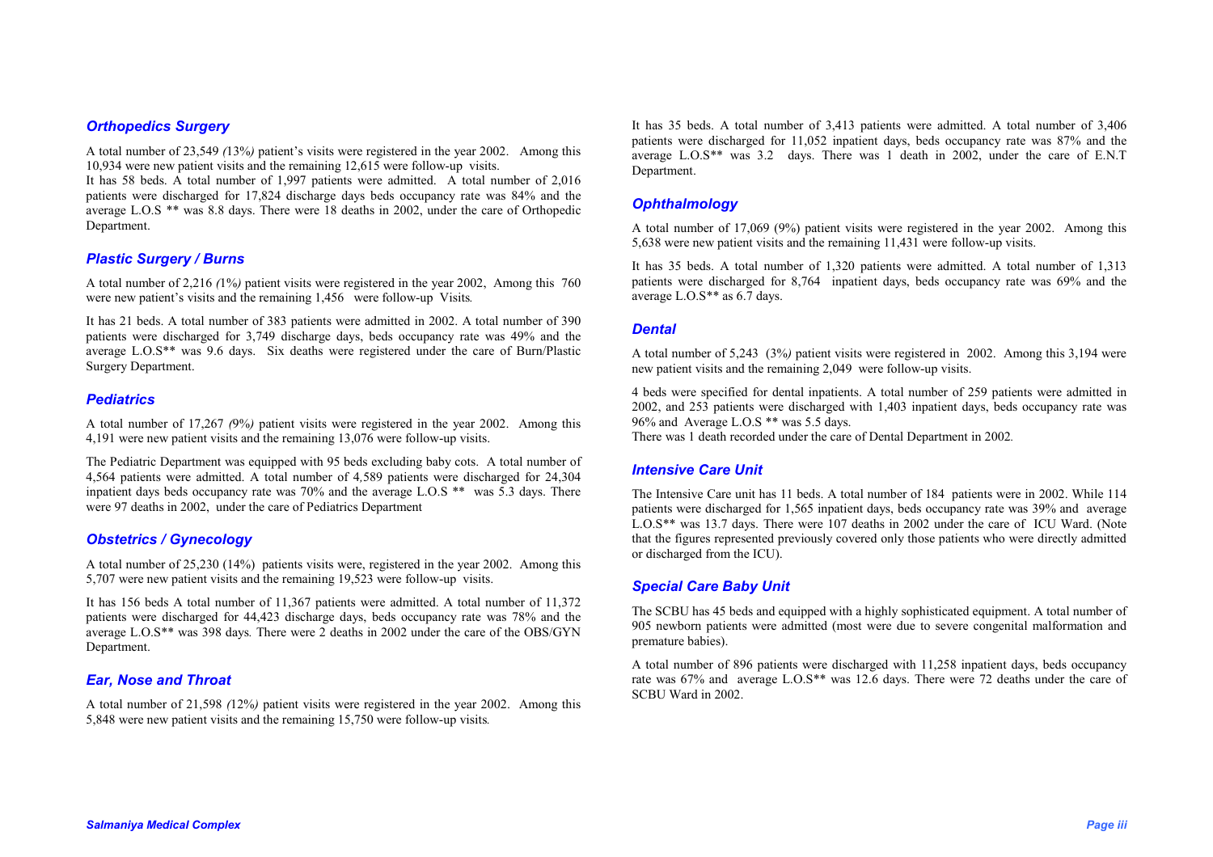### *Orthopedics Surgery*

A total number of 23,549 *(*13%*)* patient's visits were registered in the year 2002. Among this 10,934 were new patient visits and the remaining 12,615 were follow-up visits.
It has 58 beds. A total number of 1,997 patients were admitted. A total number of 2,016 patients were discharged for 17,824 discharge days beds occupancy rate was 84% and the average L.O.S ** was 8.8 days. There were 18 deaths in 2002, under the care of Orthopedic Department.

### *Plastic Surgery / Burns*

A total number of 2,216 *(*1%*)* patient visits were registered in the year 2002, Among this 760 were new patient's visits and the remaining 1,456 were follow-up Visits*.*

It has 21 beds. A total number of 383 patients were admitted in 2002. A total number of 390 patients were discharged for 3,749 discharge days, beds occupancy rate was 49% and the average L.O.S** was 9.6 days. Six deaths were registered under the care of Burn/Plastic Surgery Department.

### *Pediatrics*

A total number of 17,267 *(*9%*)* patient visits were registered in the year 2002. Among this 4,191 were new patient visits and the remaining 13,076 were follow-up visits.

The Pediatric Department was equipped with 95 beds excluding baby cots. A total number of 4,564 patients were admitted. A total number of 4*,*589 patients were discharged for 24,304 inpatient days beds occupancy rate was 70% and the average L.O.S ** was 5.3 days. There were 97 deaths in 2002, under the care of Pediatrics Department

### *Obstetrics / Gynecology*

A total number of 25,230 (14%) patients visits were, registered in the year 2002. Among this 5,707 were new patient visits and the remaining 19,523 were follow-up visits.

It has 156 beds A total number of 11,367 patients were admitted. A total number of 11,372 patients were discharged for 44,423 discharge days, beds occupancy rate was 78% and the average L.O.S** was 398 days*.* There were 2 deaths in 2002 under the care of the OBS/GYN Department.

### *Ear, Nose and Throat*

A total number of 21,598 *(*12%*)* patient visits were registered in the year 2002. Among this 5,848 were new patient visits and the remaining 15,750 were follow-up visits*.*

It has 35 beds. A total number of 3,413 patients were admitted. A total number of 3,406 patients were discharged for 11,052 inpatient days, beds occupancy rate was 87% and the average L.O.S** was 3.2 days. There was 1 death in 2002, under the care of E.N.T Department.

### *Ophthalmology*

A total number of 17,069 (9%) patient visits were registered in the year 2002. Among this 5,638 were new patient visits and the remaining 11,431 were follow-up visits.

It has 35 beds. A total number of 1,320 patients were admitted. A total number of 1,313 patients were discharged for 8,764 inpatient days, beds occupancy rate was 69% and the average L.O.S** as 6.7 days.

### *Dental*

A total number of 5,243 (3%*)* patient visits were registered in 2002. Among this 3,194 were new patient visits and the remaining 2,049 were follow-up visits.

4 beds were specified for dental inpatients. A total number of 259 patients were admitted in 2002, and 253 patients were discharged with 1,403 inpatient days, beds occupancy rate was 96% and Average L.O.S ** was 5.5 days.
There was 1 death recorded under the care of Dental Department in 2002*.*

### *Intensive Care Unit*

The Intensive Care unit has 11 beds. A total number of 184 patients were in 2002. While 114 patients were discharged for 1,565 inpatient days, beds occupancy rate was 39% and average L.O.S** was 13.7 days. There were 107 deaths in 2002 under the care of ICU Ward. (Note that the figures represented previously covered only those patients who were directly admitted or discharged from the ICU).

### *Special Care Baby Unit*

The SCBU has 45 beds and equipped with a highly sophisticated equipment. A total number of 905 newborn patients were admitted (most were due to severe congenital malformation and premature babies).

A total number of 896 patients were discharged with 11,258 inpatient days, beds occupancy rate was 67% and average L.O.S** was 12.6 days. There were 72 deaths under the care of SCBU Ward in 2002.